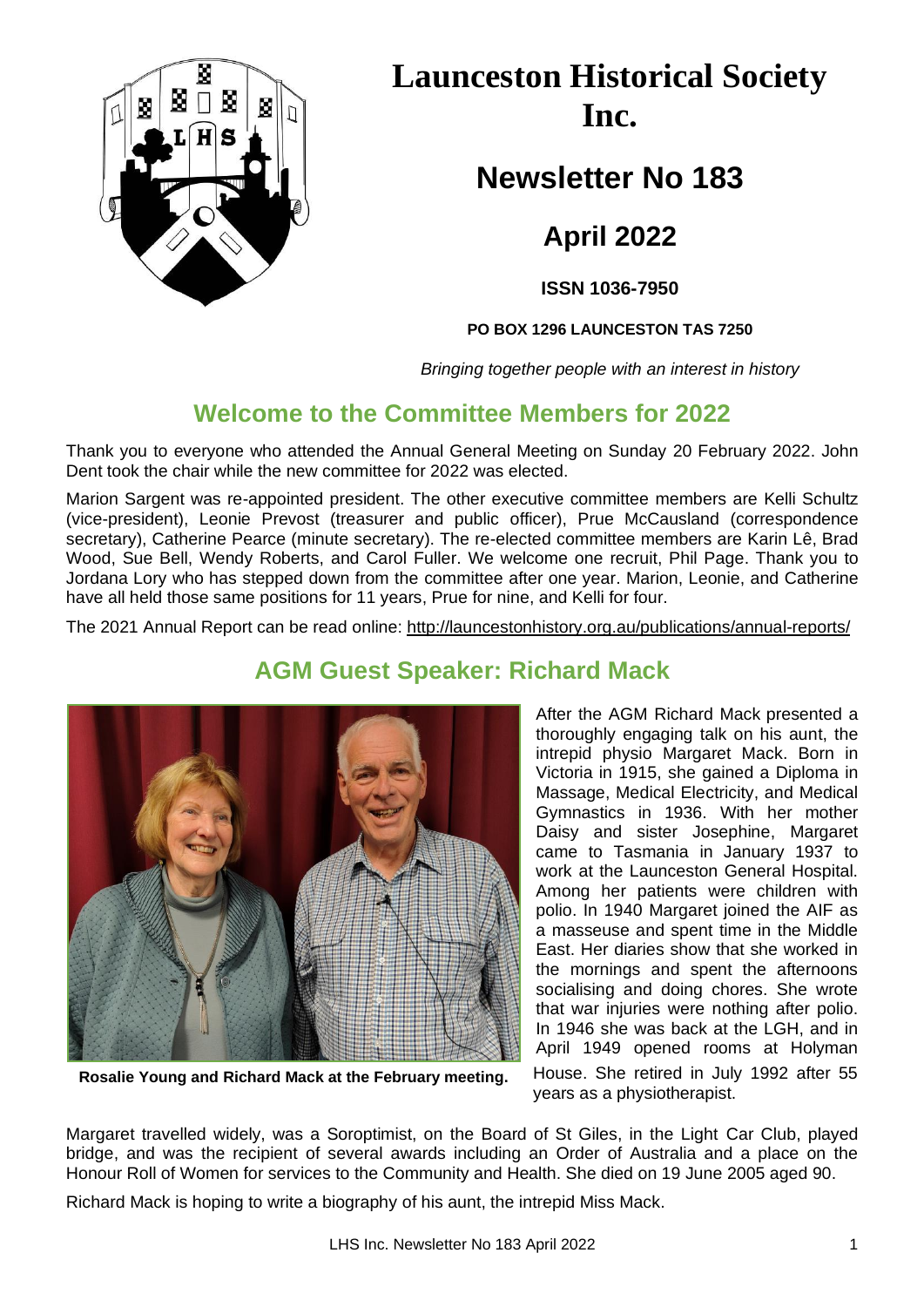# Launceston Historical Society Inc.

## Newsletter No 183

## April 2022

**ISSN 1036-7950**

**PO BOX 1296 LAUNCESTON TAS 7250**

*Bringing together people with an interest in history*

## Welcome to the Committee Members for 2022

Thank you to everyone who attended the Annual General Meeting on Sunday 20 February 2022. John Dent took the chair while the new committee for 2022 was elected.

Marion Sargent was re-appointed president. The other executive committee members are Kelli Schultz (vice-president), Leonie Prevost (treasurer and public officer), Prue McCausland (correspondence secretary), Catherine Pearce (minute secretary). The re-elected committee members are Karin Lê, Brad Wood, Sue Bell, Wendy Roberts, and Carol Fuller. We welcome one recruit, Phil Page. Thank you to Jordana Lory who has stepped down from the committee after one year. Marion, Leonie, and Catherine have all held those same positions for 11 years, Prue for nine, and Kelli for four.

The 2021 Annual Report can be read online: http://launcestonhistory.org.au/publications/annual-reports/

## AGM Guest Speaker: Richard Mack

**Rosalie Young and Richard Mack at the February meeting.**

After the AGM Richard Mack presented a thoroughly engaging talk on his aunt, the intrepid physio Margaret Mack. Born in Victoria in 1915, she gained a Diploma in Massage, Medical Electricity, and Medical Gymnastics in 1936. With her mother Daisy and sister Josephine, Margaret came to Tasmania in January 1937 to work at the Launceston General Hospital. Among her patients were children with polio. In 1940 Margaret joined the AIF as a masseuse and spent time in the Middle East. Her diaries show that she worked in the mornings and spent the afternoons socialising and doing chores. She wrote that war injuries were nothing after polio. In 1946 she was back at the LGH, and in April 1949 opened rooms at Holyman House. She retired in July 1992 after 55 years as a physiotherapist.

Margaret travelled widely, was a Soroptimist, on the Board of St Giles, in the Light Car Club, played bridge, and was the recipient of several awards including an Order of Australia and a place on the Honour Roll of Women for services to the Community and Health. She died on 19 June 2005 aged 90.

Richard Mack is hoping to write a biography of his aunt, the intrepid Miss Mack.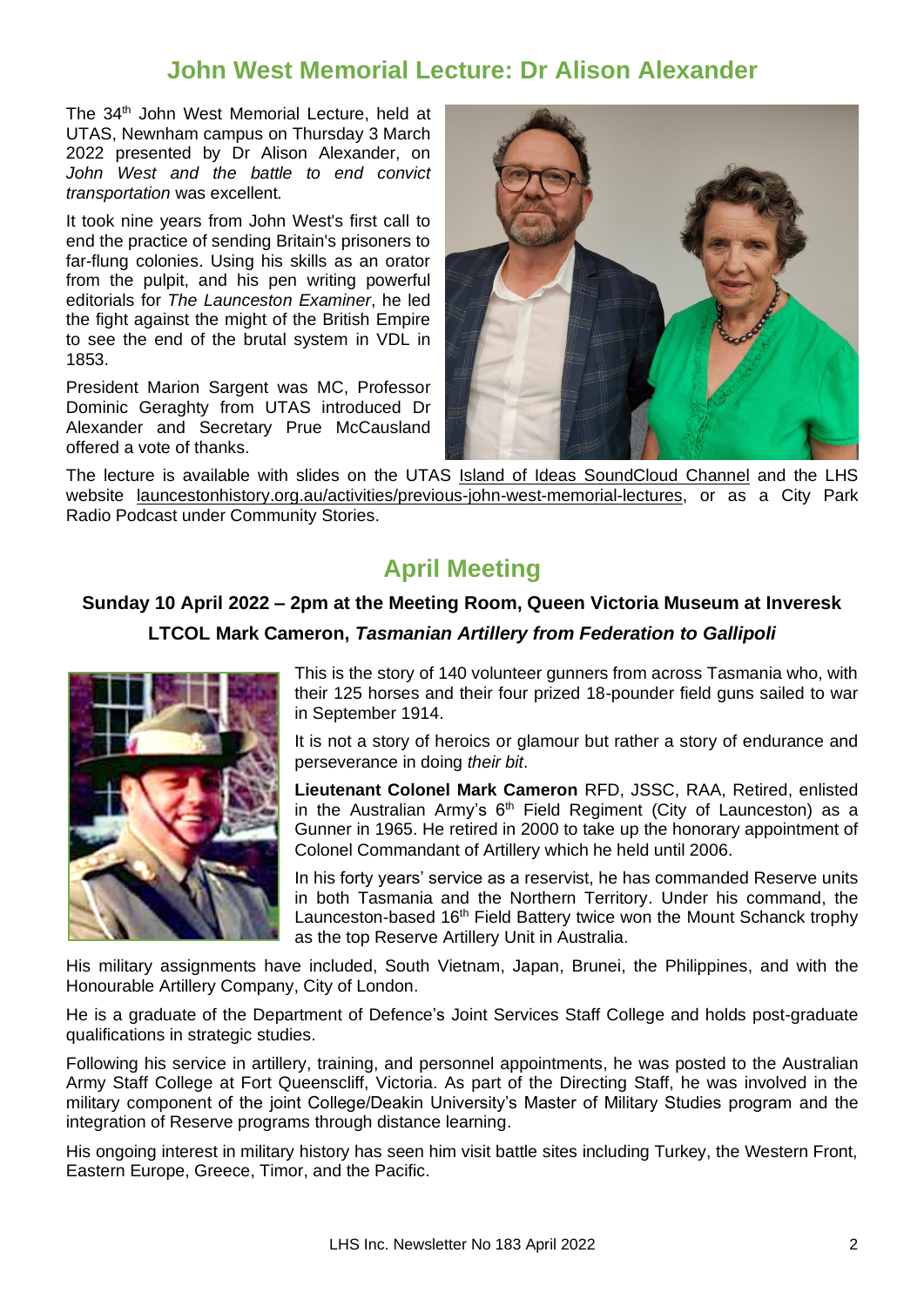## John West Memorial Lecture: Dr Alison Alexander

The 34th John West Memorial Lecture, held at UTAS, Newnham campus on Thursday 3 March 2022 presented by Dr Alison Alexander, on *John West and the battle to end convict transportation* was excellent.

It took nine years from John West's first call to end the practice of sending Britain's prisoners to far-flung colonies. Using his skills as an orator from the pulpit, and his pen writing powerful editorials for *The Launceston Examiner*, he led the fight against the might of the British Empire to see the end of the brutal system in VDL in 1853.

President Marion Sargent was MC, Professor Dominic Geraghty from UTAS introduced Dr Alexander and Secretary Prue McCausland offered a vote of thanks.

The lecture is available with slides on the UTAS Island of Ideas SoundCloud Channel and the LHS website launcestonhistory.org.au/activities/previous-john-west-memorial-lectures, or as a City Park Radio Podcast under Community Stories.

## April Meeting

**Sunday 10 April 2022 – 2pm at the Meeting Room, Queen Victoria Museum at Inveresk**

**LTCOL Mark Cameron, *Tasmanian Artillery from Federation to Gallipoli***

This is the story of 140 volunteer gunners from across Tasmania who, with their 125 horses and their four prized 18-pounder field guns sailed to war in September 1914.

It is not a story of heroics or glamour but rather a story of endurance and perseverance in doing *their bit*.

**Lieutenant Colonel Mark Cameron** RFD, JSSC, RAA, Retired, enlisted in the Australian Army's 6th Field Regiment (City of Launceston) as a Gunner in 1965. He retired in 2000 to take up the honorary appointment of Colonel Commandant of Artillery which he held until 2006.

In his forty years' service as a reservist, he has commanded Reserve units in both Tasmania and the Northern Territory. Under his command, the Launceston-based 16th Field Battery twice won the Mount Schanck trophy as the top Reserve Artillery Unit in Australia.

His military assignments have included, South Vietnam, Japan, Brunei, the Philippines, and with the Honourable Artillery Company, City of London.

He is a graduate of the Department of Defence's Joint Services Staff College and holds post-graduate qualifications in strategic studies.

Following his service in artillery, training, and personnel appointments, he was posted to the Australian Army Staff College at Fort Queenscliff, Victoria. As part of the Directing Staff, he was involved in the military component of the joint College/Deakin University's Master of Military Studies program and the integration of Reserve programs through distance learning.

His ongoing interest in military history has seen him visit battle sites including Turkey, the Western Front, Eastern Europe, Greece, Timor, and the Pacific.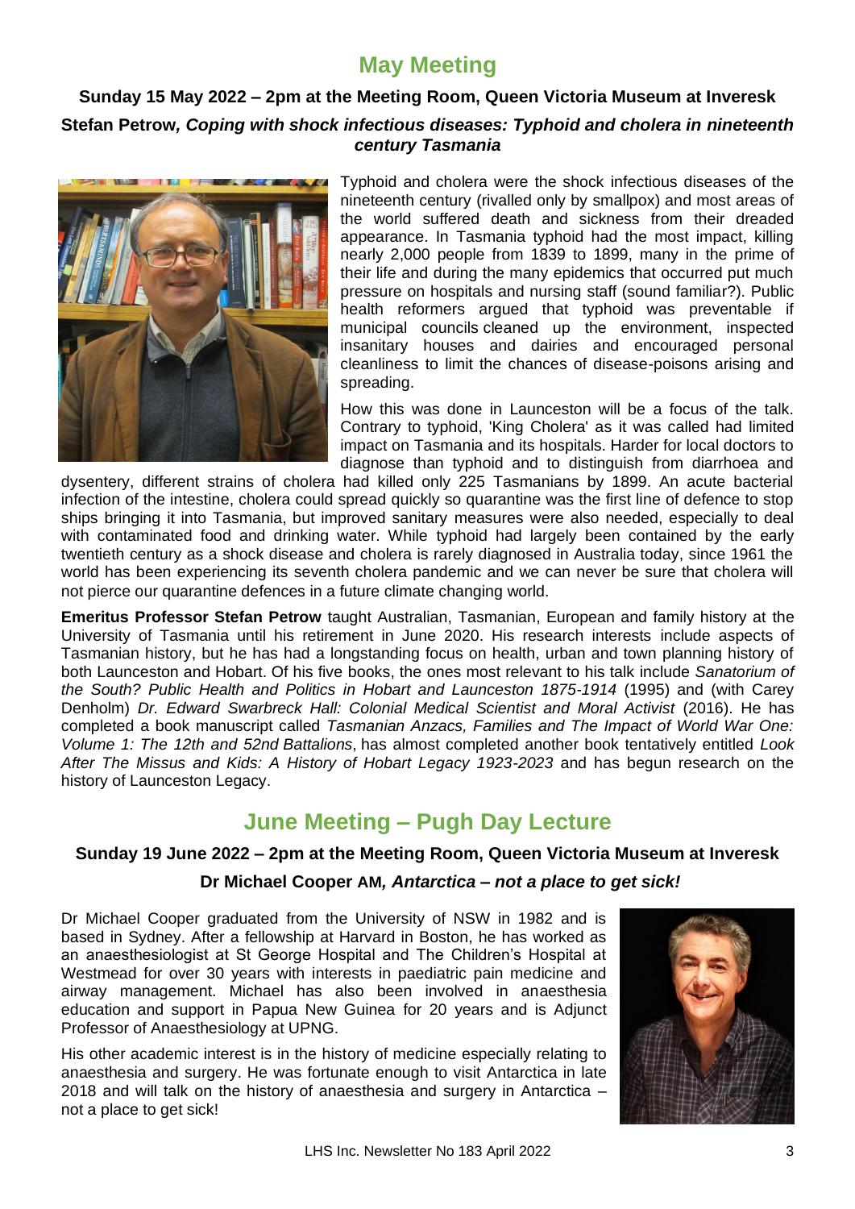## May Meeting

**Sunday 15 May 2022 – 2pm at the Meeting Room, Queen Victoria Museum at Inveresk**

**Stefan Petrow, *Coping with shock infectious diseases: Typhoid and cholera in nineteenth century Tasmania***

Typhoid and cholera were the shock infectious diseases of the nineteenth century (rivalled only by smallpox) and most areas of the world suffered death and sickness from their dreaded appearance. In Tasmania typhoid had the most impact, killing nearly 2,000 people from 1839 to 1899, many in the prime of their life and during the many epidemics that occurred put much pressure on hospitals and nursing staff (sound familiar?). Public health reformers argued that typhoid was preventable if municipal councils cleaned up the environment, inspected insanitary houses and dairies and encouraged personal cleanliness to limit the chances of disease-poisons arising and spreading.

How this was done in Launceston will be a focus of the talk. Contrary to typhoid, 'King Cholera' as it was called had limited impact on Tasmania and its hospitals. Harder for local doctors to diagnose than typhoid and to distinguish from diarrhoea and dysentery, different strains of cholera had killed only 225 Tasmanians by 1899. An acute bacterial infection of the intestine, cholera could spread quickly so quarantine was the first line of defence to stop ships bringing it into Tasmania, but improved sanitary measures were also needed, especially to deal with contaminated food and drinking water. While typhoid had largely been contained by the early twentieth century as a shock disease and cholera is rarely diagnosed in Australia today, since 1961 the world has been experiencing its seventh cholera pandemic and we can never be sure that cholera will not pierce our quarantine defences in a future climate changing world.

**Emeritus Professor Stefan Petrow** taught Australian, Tasmanian, European and family history at the University of Tasmania until his retirement in June 2020. His research interests include aspects of Tasmanian history, but he has had a longstanding focus on health, urban and town planning history of both Launceston and Hobart. Of his five books, the ones most relevant to his talk include *Sanatorium of the South? Public Health and Politics in Hobart and Launceston 1875-1914* (1995) and (with Carey Denholm) *Dr. Edward Swarbreck Hall: Colonial Medical Scientist and Moral Activist* (2016). He has completed a book manuscript called *Tasmanian Anzacs, Families and The Impact of World War One: Volume 1: The 12th and 52nd Battalions*, has almost completed another book tentatively entitled *Look After The Missus and Kids: A History of Hobart Legacy 1923-2023* and has begun research on the history of Launceston Legacy.

## June Meeting – Pugh Day Lecture

**Sunday 19 June 2022 – 2pm at the Meeting Room, Queen Victoria Museum at Inveresk**

**Dr Michael Cooper AM, *Antarctica – not a place to get sick!***

Dr Michael Cooper graduated from the University of NSW in 1982 and is based in Sydney. After a fellowship at Harvard in Boston, he has worked as an anaesthesiologist at St George Hospital and The Children's Hospital at Westmead for over 30 years with interests in paediatric pain medicine and airway management. Michael has also been involved in anaesthesia education and support in Papua New Guinea for 20 years and is Adjunct Professor of Anaesthesiology at UPNG.

His other academic interest is in the history of medicine especially relating to anaesthesia and surgery. He was fortunate enough to visit Antarctica in late 2018 and will talk on the history of anaesthesia and surgery in Antarctica – not a place to get sick!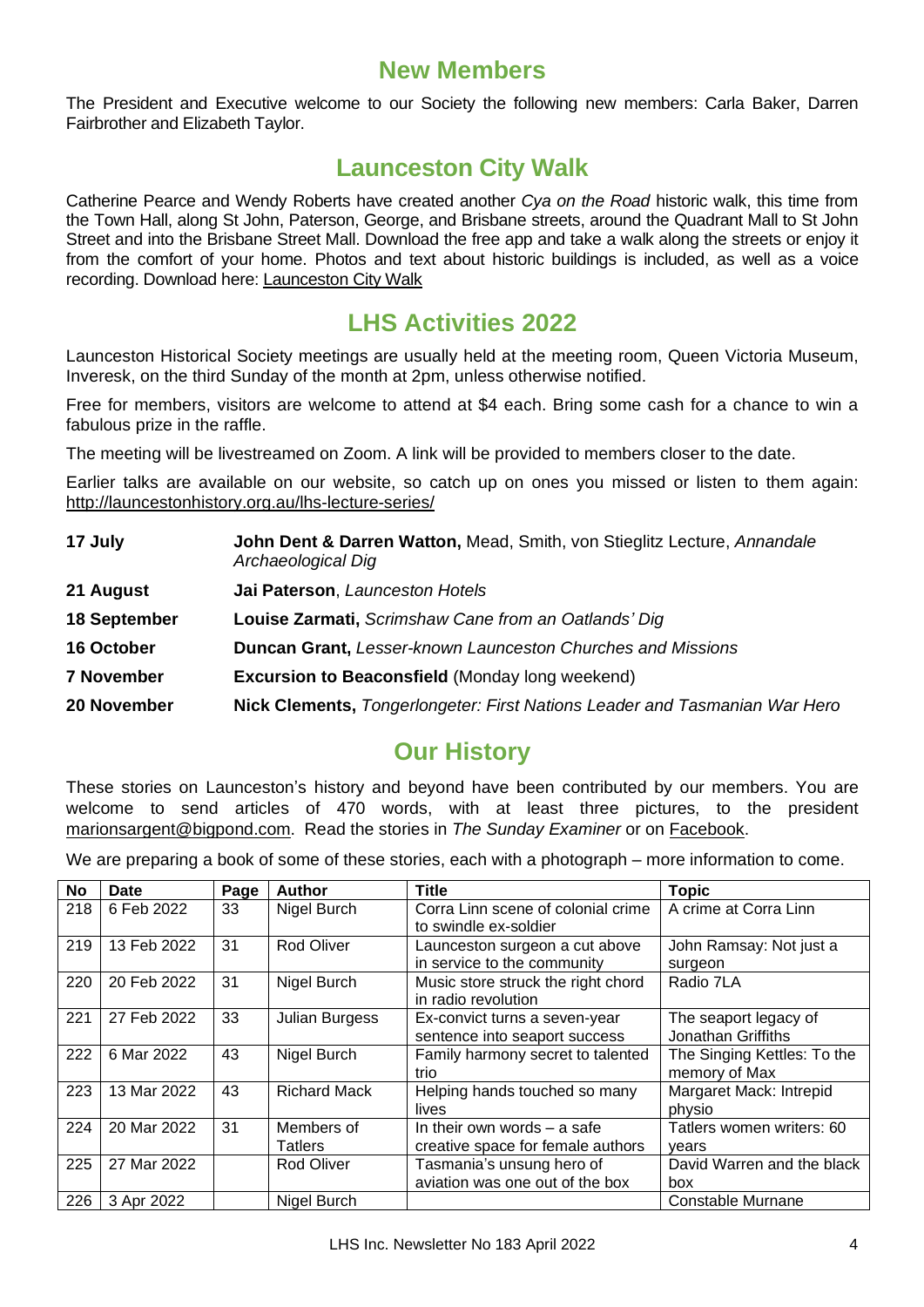## New Members

The President and Executive welcome to our Society the following new members: Carla Baker, Darren Fairbrother and Elizabeth Taylor.

## Launceston City Walk

Catherine Pearce and Wendy Roberts have created another *Cya on the Road* historic walk, this time from the Town Hall, along St John, Paterson, George, and Brisbane streets, around the Quadrant Mall to St John Street and into the Brisbane Street Mall. Download the free app and take a walk along the streets or enjoy it from the comfort of your home. Photos and text about historic buildings is included, as well as a voice recording. Download here: Launceston City Walk

## LHS Activities 2022

Launceston Historical Society meetings are usually held at the meeting room, Queen Victoria Museum, Inveresk, on the third Sunday of the month at 2pm, unless otherwise notified.

Free for members, visitors are welcome to attend at $4 each. Bring some cash for a chance to win a fabulous prize in the raffle.

The meeting will be livestreamed on Zoom. A link will be provided to members closer to the date.

Earlier talks are available on our website, so catch up on ones you missed or listen to them again: http://launcestonhistory.org.au/lhs-lecture-series/

| | |
|---|---|
| **17 July** | **John Dent & Darren Watton,** Mead, Smith, von Stieglitz Lecture, *Annandale Archaeological Dig* |
| **21 August** | **Jai Paterson**, *Launceston Hotels* |
| **18 September** | **Louise Zarmati,** *Scrimshaw Cane from an Oatlands' Dig* |
| **16 October** | **Duncan Grant,** *Lesser-known Launceston Churches and Missions* |
| **7 November** | **Excursion to Beaconsfield** (Monday long weekend) |
| **20 November** | **Nick Clements,** *Tongerlongeter: First Nations Leader and Tasmanian War Hero* |

## Our History

These stories on Launceston's history and beyond have been contributed by our members. You are welcome to send articles of 470 words, with at least three pictures, to the president marionsargent@bigpond.com. Read the stories in *The Sunday Examiner* or on Facebook.

We are preparing a book of some of these stories, each with a photograph – more information to come.

| No | Date | Page | Author | Title | Topic |
|---|---|---|---|---|---|
| 218 | 6 Feb 2022 | 33 | Nigel Burch | Corra Linn scene of colonial crime to swindle ex-soldier | A crime at Corra Linn |
| 219 | 13 Feb 2022 | 31 | Rod Oliver | Launceston surgeon a cut above in service to the community | John Ramsay: Not just a surgeon |
| 220 | 20 Feb 2022 | 31 | Nigel Burch | Music store struck the right chord in radio revolution | Radio 7LA |
| 221 | 27 Feb 2022 | 33 | Julian Burgess | Ex-convict turns a seven-year sentence into seaport success | The seaport legacy of Jonathan Griffiths |
| 222 | 6 Mar 2022 | 43 | Nigel Burch | Family harmony secret to talented trio | The Singing Kettles: To the memory of Max |
| 223 | 13 Mar 2022 | 43 | Richard Mack | Helping hands touched so many lives | Margaret Mack: Intrepid physio |
| 224 | 20 Mar 2022 | 31 | Members of Tatlers | In their own words – a safe creative space for female authors | Tatlers women writers: 60 years |
| 225 | 27 Mar 2022 | | Rod Oliver | Tasmania's unsung hero of aviation was one out of the box | David Warren and the black box |
| 226 | 3 Apr 2022 | | Nigel Burch | | Constable Murnane |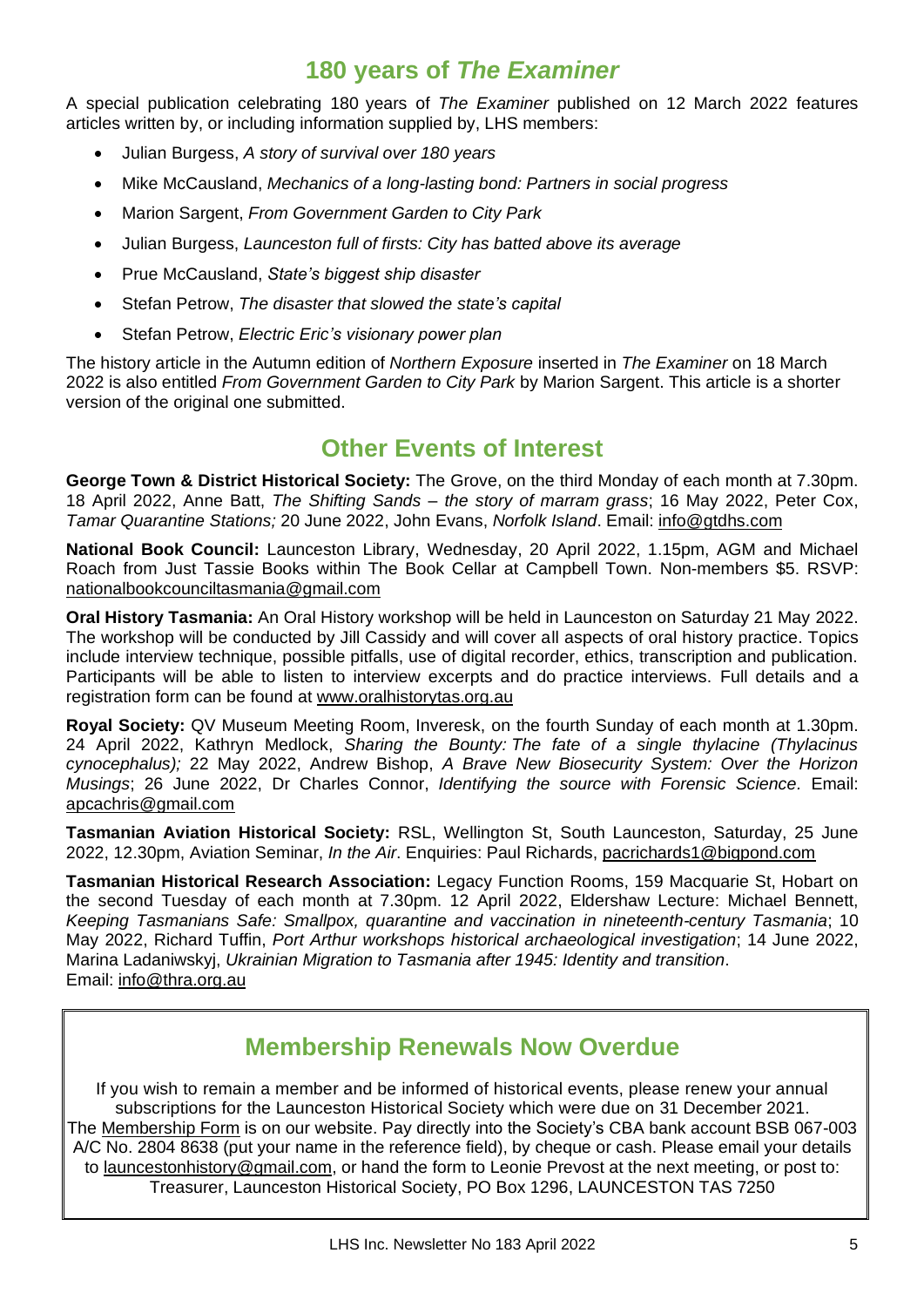## 180 years of *The Examiner*

A special publication celebrating 180 years of *The Examiner* published on 12 March 2022 features articles written by, or including information supplied by, LHS members:

- Julian Burgess, *A story of survival over 180 years*
- Mike McCausland, *Mechanics of a long-lasting bond: Partners in social progress*
- Marion Sargent, *From Government Garden to City Park*
- Julian Burgess, *Launceston full of firsts: City has batted above its average*
- Prue McCausland, *State's biggest ship disaster*
- Stefan Petrow, *The disaster that slowed the state's capital*
- Stefan Petrow, *Electric Eric's visionary power plan*

The history article in the Autumn edition of *Northern Exposure* inserted in *The Examiner* on 18 March 2022 is also entitled *From Government Garden to City Park* by Marion Sargent. This article is a shorter version of the original one submitted.

## Other Events of Interest

**George Town & District Historical Society:** The Grove, on the third Monday of each month at 7.30pm. 18 April 2022, Anne Batt, *The Shifting Sands – the story of marram grass*; 16 May 2022, Peter Cox, *Tamar Quarantine Stations;* 20 June 2022, John Evans, *Norfolk Island*. Email: info@gtdhs.com

**National Book Council:** Launceston Library, Wednesday, 20 April 2022, 1.15pm, AGM and Michael Roach from Just Tassie Books within The Book Cellar at Campbell Town. Non-members $5. RSVP: nationalbookcounciltasmania@gmail.com

**Oral History Tasmania:** An Oral History workshop will be held in Launceston on Saturday 21 May 2022. The workshop will be conducted by Jill Cassidy and will cover all aspects of oral history practice. Topics include interview technique, possible pitfalls, use of digital recorder, ethics, transcription and publication. Participants will be able to listen to interview excerpts and do practice interviews. Full details and a registration form can be found at www.oralhistorytas.org.au

**Royal Society:** QV Museum Meeting Room, Inveresk, on the fourth Sunday of each month at 1.30pm. 24 April 2022, Kathryn Medlock, *Sharing the Bounty: The fate of a single thylacine (Thylacinus cynocephalus);* 22 May 2022, Andrew Bishop, *A Brave New Biosecurity System: Over the Horizon Musings*; 26 June 2022, Dr Charles Connor, *Identifying the source with Forensic Science*. Email: apcachris@gmail.com

**Tasmanian Aviation Historical Society:** RSL, Wellington St, South Launceston, Saturday, 25 June 2022, 12.30pm, Aviation Seminar, *In the Air*. Enquiries: Paul Richards, pacrichards1@bigpond.com

**Tasmanian Historical Research Association:** Legacy Function Rooms, 159 Macquarie St, Hobart on the second Tuesday of each month at 7.30pm. 12 April 2022, Eldershaw Lecture: Michael Bennett, *Keeping Tasmanians Safe: Smallpox, quarantine and vaccination in nineteenth-century Tasmania*; 10 May 2022, Richard Tuffin, *Port Arthur workshops historical archaeological investigation*; 14 June 2022, Marina Ladaniwskyj, *Ukrainian Migration to Tasmania after 1945: Identity and transition*.
Email: info@thra.org.au

## Membership Renewals Now Overdue

If you wish to remain a member and be informed of historical events, please renew your annual subscriptions for the Launceston Historical Society which were due on 31 December 2021. The Membership Form is on our website. Pay directly into the Society's CBA bank account BSB 067-003 A/C No. 2804 8638 (put your name in the reference field), by cheque or cash. Please email your details to launcestonhistory@gmail.com, or hand the form to Leonie Prevost at the next meeting, or post to: Treasurer, Launceston Historical Society, PO Box 1296, LAUNCESTON TAS 7250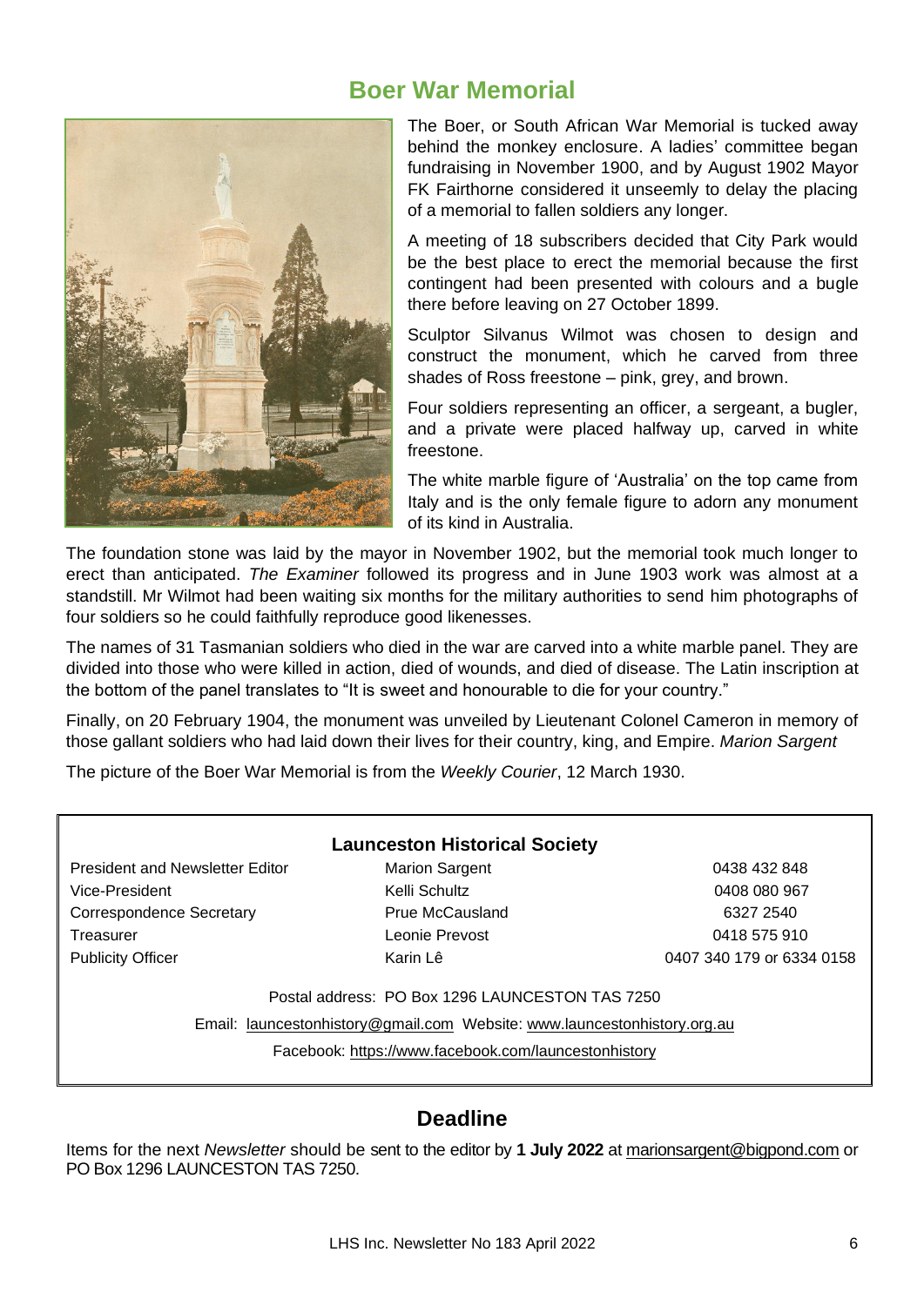## Boer War Memorial

The Boer, or South African War Memorial is tucked away behind the monkey enclosure. A ladies' committee began fundraising in November 1900, and by August 1902 Mayor FK Fairthorne considered it unseemly to delay the placing of a memorial to fallen soldiers any longer.

A meeting of 18 subscribers decided that City Park would be the best place to erect the memorial because the first contingent had been presented with colours and a bugle there before leaving on 27 October 1899.

Sculptor Silvanus Wilmot was chosen to design and construct the monument, which he carved from three shades of Ross freestone – pink, grey, and brown.

Four soldiers representing an officer, a sergeant, a bugler, and a private were placed halfway up, carved in white freestone.

The white marble figure of 'Australia' on the top came from Italy and is the only female figure to adorn any monument of its kind in Australia.

The foundation stone was laid by the mayor in November 1902, but the memorial took much longer to erect than anticipated. *The Examiner* followed its progress and in June 1903 work was almost at a standstill. Mr Wilmot had been waiting six months for the military authorities to send him photographs of four soldiers so he could faithfully reproduce good likenesses.

The names of 31 Tasmanian soldiers who died in the war are carved into a white marble panel. They are divided into those who were killed in action, died of wounds, and died of disease. The Latin inscription at the bottom of the panel translates to "It is sweet and honourable to die for your country."

Finally, on 20 February 1904, the monument was unveiled by Lieutenant Colonel Cameron in memory of those gallant soldiers who had laid down their lives for their country, king, and Empire. *Marion Sargent*

The picture of the Boer War Memorial is from the *Weekly Courier*, 12 March 1930.

### Launceston Historical Society

| | | |
|---|---|---|
| President and Newsletter Editor | Marion Sargent | 0438 432 848 |
| Vice-President | Kelli Schultz | 0408 080 967 |
| Correspondence Secretary | Prue McCausland | 6327 2540 |
| Treasurer | Leonie Prevost | 0418 575 910 |
| Publicity Officer | Karin Lê | 0407 340 179 or 6334 0158 |

Postal address: PO Box 1296 LAUNCESTON TAS 7250

Email: launcestonhistory@gmail.com Website: www.launcestonhistory.org.au

Facebook: https://www.facebook.com/launcestonhistory

## Deadline

Items for the next *Newsletter* should be sent to the editor by **1 July 2022** at marionsargent@bigpond.com or PO Box 1296 LAUNCESTON TAS 7250.